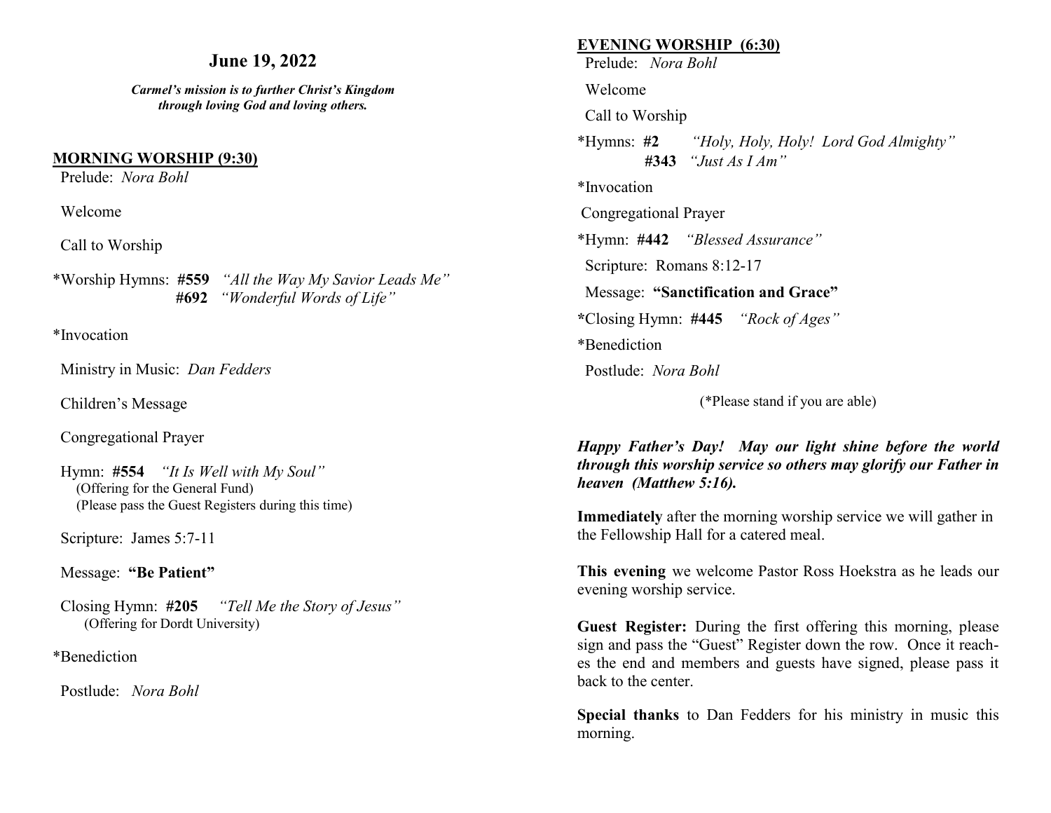## June 19, 2022

***Carmel's mission is to further Christ's Kingdom through loving God and loving others.***

### MORNING WORSHIP (9:30)

Prelude: *Nora Bohl*

Welcome

Call to Worship

*Worship Hymns: **#559** *"All the Way My Savior Leads Me"*
**#692** *"Wonderful Words of Life"*

*Invocation

Ministry in Music: *Dan Fedders*

Children's Message

Congregational Prayer

Hymn: **#554** *"It Is Well with My Soul"*
(Offering for the General Fund)
(Please pass the Guest Registers during this time)

Scripture: James 5:7-11

Message: **"Be Patient"**

Closing Hymn: **#205** *"Tell Me the Story of Jesus"*
(Offering for Dordt University)

*Benediction

Postlude: *Nora Bohl*

### EVENING WORSHIP (6:30)

Prelude: *Nora Bohl*

Welcome

Call to Worship

*Hymns: **#2** *"Holy, Holy, Holy! Lord God Almighty"*
**#343** *"Just As I Am"*

*Invocation

Congregational Prayer

*Hymn: **#442** *"Blessed Assurance"*

Scripture: Romans 8:12-17

Message: **"Sanctification and Grace"**

*Closing Hymn: **#445** *"Rock of Ages"*

*Benediction

Postlude: *Nora Bohl*

(*Please stand if you are able)

***Happy Father's Day! May our light shine before the world through this worship service so others may glorify our Father in heaven (Matthew 5:16).***

**Immediately** after the morning worship service we will gather in the Fellowship Hall for a catered meal.

**This evening** we welcome Pastor Ross Hoekstra as he leads our evening worship service.

**Guest Register:** During the first offering this morning, please sign and pass the "Guest" Register down the row. Once it reaches the end and members and guests have signed, please pass it back to the center.

**Special thanks** to Dan Fedders for his ministry in music this morning.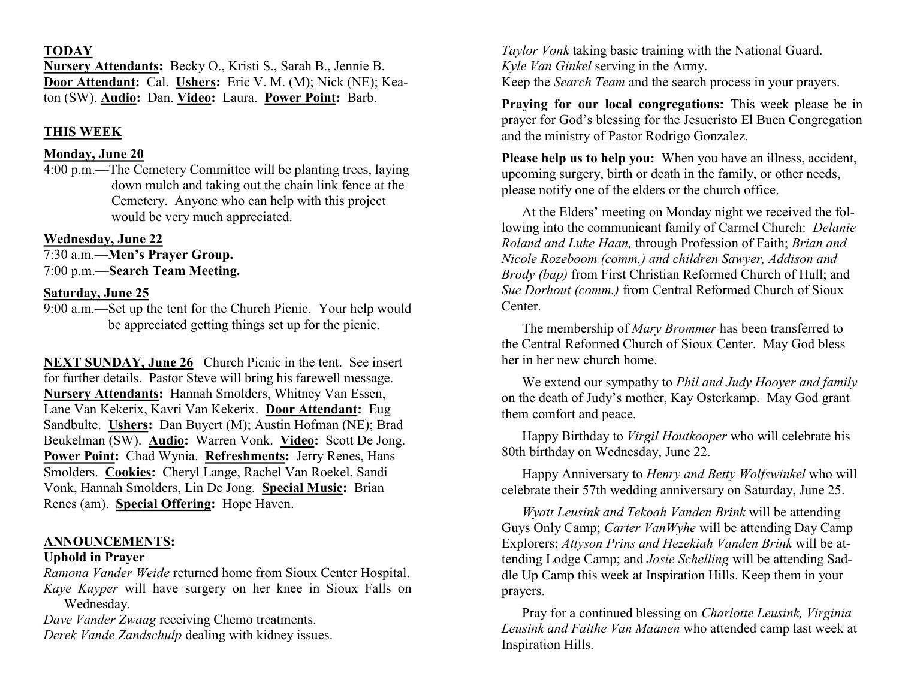**TODAY**

**Nursery Attendants:** Becky O., Kristi S., Sarah B., Jennie B. **Door Attendant:** Cal. **Ushers:** Eric V. M. (M); Nick (NE); Keaton (SW). **Audio:** Dan. **Video:** Laura. **Power Point:** Barb.

**THIS WEEK**

**Monday, June 20**

4:00 p.m.—The Cemetery Committee will be planting trees, laying down mulch and taking out the chain link fence at the Cemetery. Anyone who can help with this project would be very much appreciated.

**Wednesday, June 22**

7:30 a.m.—**Men's Prayer Group.**
7:00 p.m.—**Search Team Meeting.**

**Saturday, June 25**

9:00 a.m.—Set up the tent for the Church Picnic. Your help would be appreciated getting things set up for the picnic.

**NEXT SUNDAY, June 26** Church Picnic in the tent. See insert for further details. Pastor Steve will bring his farewell message. **Nursery Attendants:** Hannah Smolders, Whitney Van Essen, Lane Van Kekerix, Kavri Van Kekerix. **Door Attendant:** Eug Sandbulte. **Ushers:** Dan Buyert (M); Austin Hofman (NE); Brad Beukelman (SW). **Audio:** Warren Vonk. **Video:** Scott De Jong. **Power Point:** Chad Wynia. **Refreshments:** Jerry Renes, Hans Smolders. **Cookies:** Cheryl Lange, Rachel Van Roekel, Sandi Vonk, Hannah Smolders, Lin De Jong. **Special Music:** Brian Renes (am). **Special Offering:** Hope Haven.

**ANNOUNCEMENTS:**

**Uphold in Prayer**

*Ramona Vander Weide* returned home from Sioux Center Hospital.
*Kaye Kuyper* will have surgery on her knee in Sioux Falls on Wednesday.
*Dave Vander Zwaag* receiving Chemo treatments.
*Derek Vande Zandschulp* dealing with kidney issues.
*Taylor Vonk* taking basic training with the National Guard.
*Kyle Van Ginkel* serving in the Army.
Keep the *Search Team* and the search process in your prayers.

**Praying for our local congregations:** This week please be in prayer for God's blessing for the Jesucristo El Buen Congregation and the ministry of Pastor Rodrigo Gonzalez.

**Please help us to help you:** When you have an illness, accident, upcoming surgery, birth or death in the family, or other needs, please notify one of the elders or the church office.

At the Elders' meeting on Monday night we received the following into the communicant family of Carmel Church: *Delanie Roland and Luke Haan,* through Profession of Faith; *Brian and Nicole Rozeboom (comm.) and children Sawyer, Addison and Brody (bap)* from First Christian Reformed Church of Hull; and *Sue Dorhout (comm.)* from Central Reformed Church of Sioux Center.

The membership of *Mary Brommer* has been transferred to the Central Reformed Church of Sioux Center. May God bless her in her new church home.

We extend our sympathy to *Phil and Judy Hooyer and family* on the death of Judy's mother, Kay Osterkamp. May God grant them comfort and peace.

Happy Birthday to *Virgil Houtkooper* who will celebrate his 80th birthday on Wednesday, June 22.

Happy Anniversary to *Henry and Betty Wolfswinkel* who will celebrate their 57th wedding anniversary on Saturday, June 25.

*Wyatt Leusink and Tekoah Vanden Brink* will be attending Guys Only Camp; *Carter VanWyhe* will be attending Day Camp Explorers; *Attyson Prins and Hezekiah Vanden Brink* will be attending Lodge Camp; and *Josie Schelling* will be attending Saddle Up Camp this week at Inspiration Hills. Keep them in your prayers.

Pray for a continued blessing on *Charlotte Leusink, Virginia Leusink and Faithe Van Maanen* who attended camp last week at Inspiration Hills.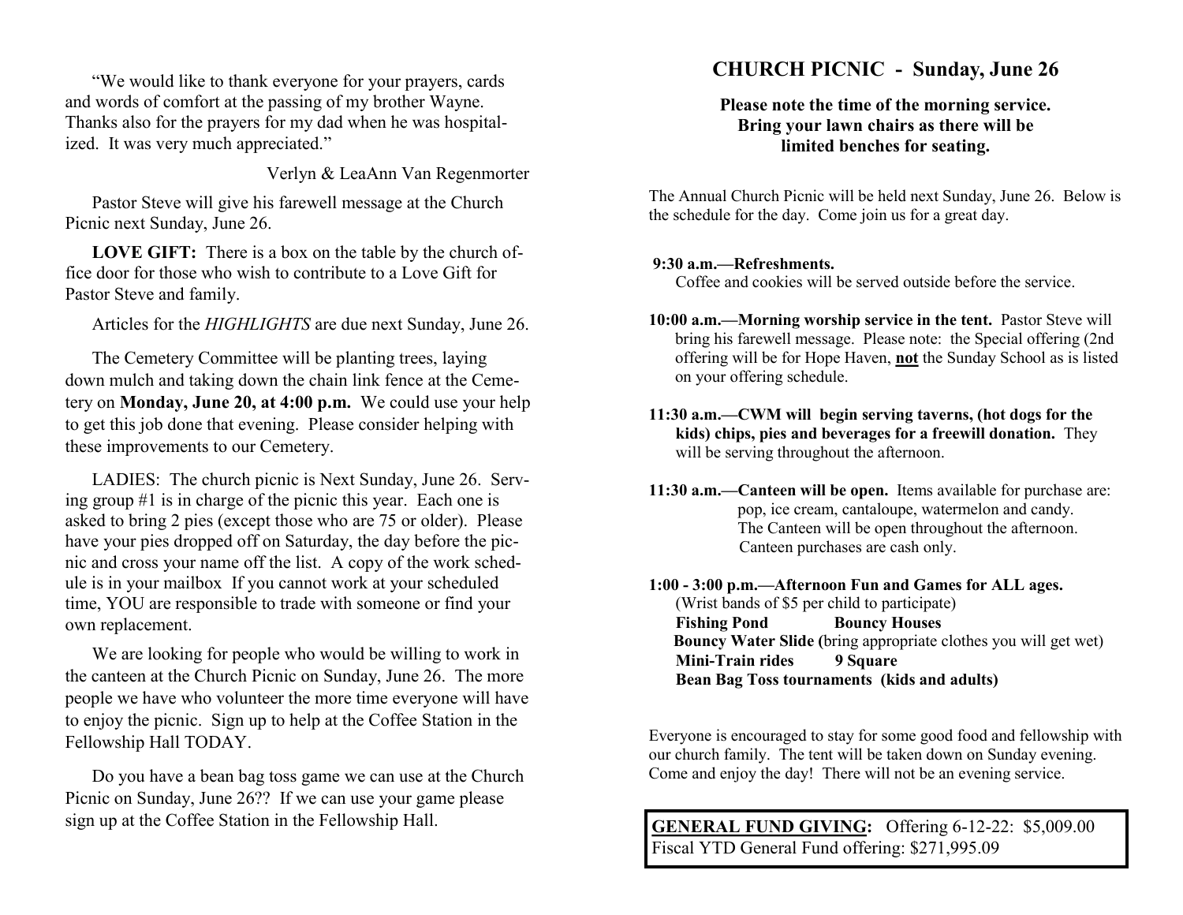"We would like to thank everyone for your prayers, cards and words of comfort at the passing of my brother Wayne. Thanks also for the prayers for my dad when he was hospitalized. It was very much appreciated."

Verlyn & LeaAnn Van Regenmorter

Pastor Steve will give his farewell message at the Church Picnic next Sunday, June 26.

**LOVE GIFT:** There is a box on the table by the church office door for those who wish to contribute to a Love Gift for Pastor Steve and family.

Articles for the *HIGHLIGHTS* are due next Sunday, June 26.

The Cemetery Committee will be planting trees, laying down mulch and taking down the chain link fence at the Cemetery on **Monday, June 20, at 4:00 p.m.** We could use your help to get this job done that evening. Please consider helping with these improvements to our Cemetery.

LADIES: The church picnic is Next Sunday, June 26. Serving group #1 is in charge of the picnic this year. Each one is asked to bring 2 pies (except those who are 75 or older). Please have your pies dropped off on Saturday, the day before the picnic and cross your name off the list. A copy of the work schedule is in your mailbox If you cannot work at your scheduled time, YOU are responsible to trade with someone or find your own replacement.

We are looking for people who would be willing to work in the canteen at the Church Picnic on Sunday, June 26. The more people we have who volunteer the more time everyone will have to enjoy the picnic. Sign up to help at the Coffee Station in the Fellowship Hall TODAY.

Do you have a bean bag toss game we can use at the Church Picnic on Sunday, June 26?? If we can use your game please sign up at the Coffee Station in the Fellowship Hall.

# CHURCH PICNIC - Sunday, June 26

**Please note the time of the morning service.**
**Bring your lawn chairs as there will be limited benches for seating.**

The Annual Church Picnic will be held next Sunday, June 26. Below is the schedule for the day. Come join us for a great day.

**9:30 a.m.—Refreshments.**
Coffee and cookies will be served outside before the service.

**10:00 a.m.—Morning worship service in the tent.** Pastor Steve will bring his farewell message. Please note: the Special offering (2nd offering will be for Hope Haven, **not** the Sunday School as is listed on your offering schedule.

**11:30 a.m.—CWM will begin serving taverns, (hot dogs for the kids) chips, pies and beverages for a freewill donation.** They will be serving throughout the afternoon.

**11:30 a.m.—Canteen will be open.** Items available for purchase are: pop, ice cream, cantaloupe, watermelon and candy. The Canteen will be open throughout the afternoon. Canteen purchases are cash only.

**1:00 - 3:00 p.m.—Afternoon Fun and Games for ALL ages.**
(Wrist bands of $5 per child to participate)
**Fishing Pond** **Bouncy Houses**
**Bouncy Water Slide (**bring appropriate clothes you will get wet)
**Mini-Train rides** **9 Square**
**Bean Bag Toss tournaments (kids and adults)**

Everyone is encouraged to stay for some good food and fellowship with our church family. The tent will be taken down on Sunday evening. Come and enjoy the day! There will not be an evening service.

**GENERAL FUND GIVING:** Offering 6-12-22: $5,009.00
Fiscal YTD General Fund offering: $271,995.09